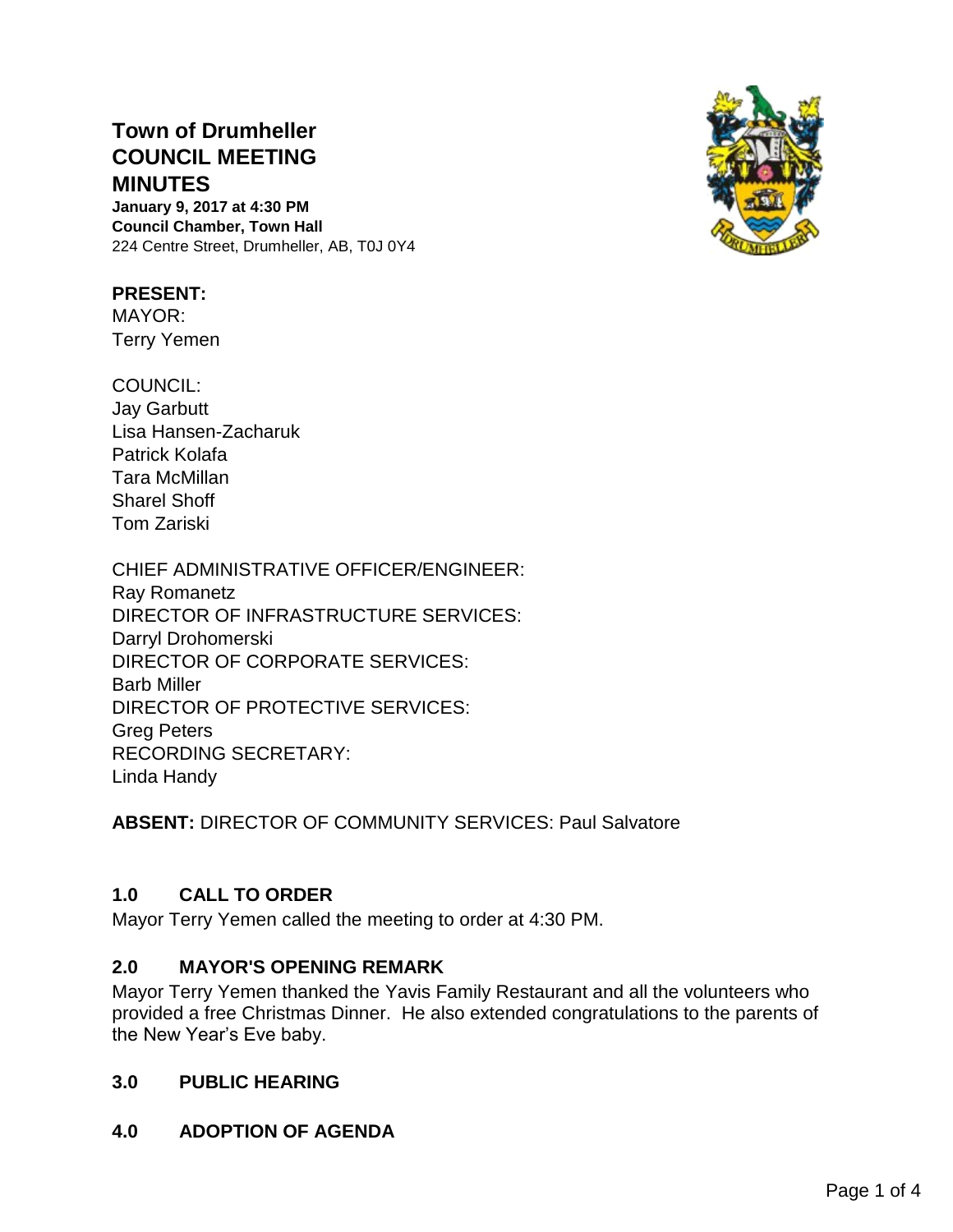# Town of Drumheller COUNCIL MEETING MINUTES

**January 9, 2017 at 4:30 PM**
**Council Chamber, Town Hall**
224 Centre Street, Drumheller, AB, T0J 0Y4

**PRESENT:**
MAYOR:
Terry Yemen

COUNCIL:
Jay Garbutt
Lisa Hansen-Zacharuk
Patrick Kolafa
Tara McMillan
Sharel Shoff
Tom Zariski

CHIEF ADMINISTRATIVE OFFICER/ENGINEER:
Ray Romanetz
DIRECTOR OF INFRASTRUCTURE SERVICES:
Darryl Drohomerski
DIRECTOR OF CORPORATE SERVICES:
Barb Miller
DIRECTOR OF PROTECTIVE SERVICES:
Greg Peters
RECORDING SECRETARY:
Linda Handy

**ABSENT:** DIRECTOR OF COMMUNITY SERVICES: Paul Salvatore

## 1.0 CALL TO ORDER

Mayor Terry Yemen called the meeting to order at 4:30 PM.

## 2.0 MAYOR'S OPENING REMARK

Mayor Terry Yemen thanked the Yavis Family Restaurant and all the volunteers who provided a free Christmas Dinner. He also extended congratulations to the parents of the New Year's Eve baby.

## 3.0 PUBLIC HEARING

## 4.0 ADOPTION OF AGENDA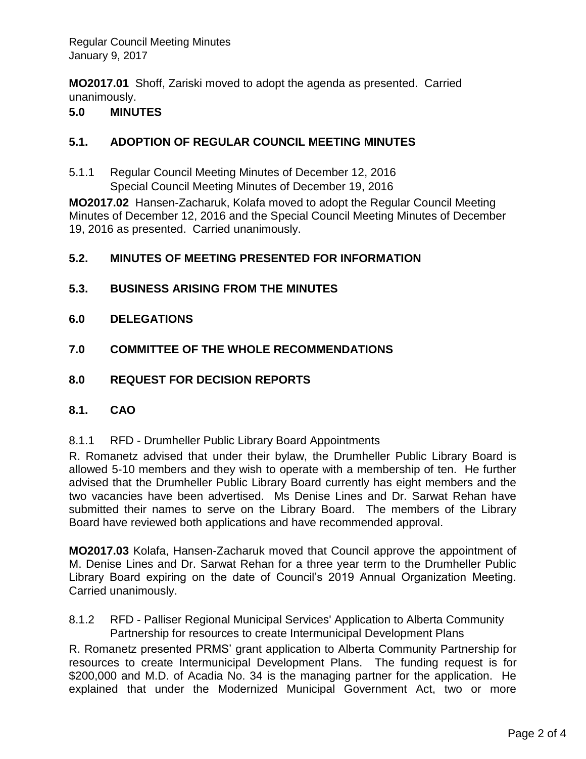**MO2017.01** Shoff, Zariski moved to adopt the agenda as presented. Carried unanimously.

## 5.0 MINUTES

### 5.1. ADOPTION OF REGULAR COUNCIL MEETING MINUTES

5.1.1 Regular Council Meeting Minutes of December 12, 2016
Special Council Meeting Minutes of December 19, 2016

**MO2017.02** Hansen-Zacharuk, Kolafa moved to adopt the Regular Council Meeting Minutes of December 12, 2016 and the Special Council Meeting Minutes of December 19, 2016 as presented. Carried unanimously.

### 5.2. MINUTES OF MEETING PRESENTED FOR INFORMATION

### 5.3. BUSINESS ARISING FROM THE MINUTES

## 6.0 DELEGATIONS

## 7.0 COMMITTEE OF THE WHOLE RECOMMENDATIONS

## 8.0 REQUEST FOR DECISION REPORTS

### 8.1. CAO

8.1.1 RFD - Drumheller Public Library Board Appointments

R. Romanetz advised that under their bylaw, the Drumheller Public Library Board is allowed 5-10 members and they wish to operate with a membership of ten. He further advised that the Drumheller Public Library Board currently has eight members and the two vacancies have been advertised. Ms Denise Lines and Dr. Sarwat Rehan have submitted their names to serve on the Library Board. The members of the Library Board have reviewed both applications and have recommended approval.

**MO2017.03** Kolafa, Hansen-Zacharuk moved that Council approve the appointment of M. Denise Lines and Dr. Sarwat Rehan for a three year term to the Drumheller Public Library Board expiring on the date of Council's 2019 Annual Organization Meeting. Carried unanimously.

8.1.2 RFD - Palliser Regional Municipal Services' Application to Alberta Community Partnership for resources to create Intermunicipal Development Plans

R. Romanetz presented PRMS' grant application to Alberta Community Partnership for resources to create Intermunicipal Development Plans. The funding request is for $200,000 and M.D. of Acadia No. 34 is the managing partner for the application. He explained that under the Modernized Municipal Government Act, two or more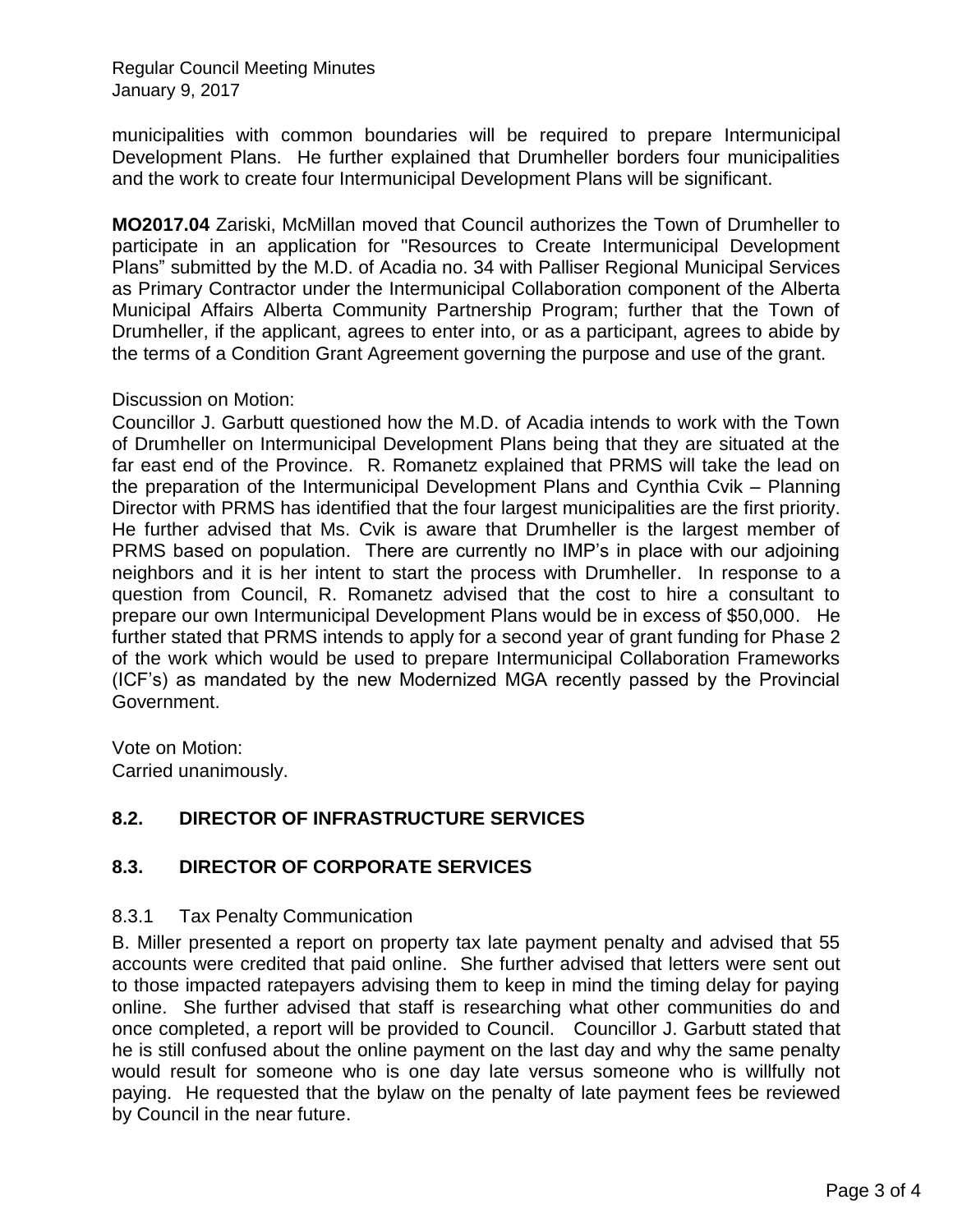municipalities with common boundaries will be required to prepare Intermunicipal Development Plans. He further explained that Drumheller borders four municipalities and the work to create four Intermunicipal Development Plans will be significant.

**MO2017.04** Zariski, McMillan moved that Council authorizes the Town of Drumheller to participate in an application for "Resources to Create Intermunicipal Development Plans" submitted by the M.D. of Acadia no. 34 with Palliser Regional Municipal Services as Primary Contractor under the Intermunicipal Collaboration component of the Alberta Municipal Affairs Alberta Community Partnership Program; further that the Town of Drumheller, if the applicant, agrees to enter into, or as a participant, agrees to abide by the terms of a Condition Grant Agreement governing the purpose and use of the grant.

Discussion on Motion:
Councillor J. Garbutt questioned how the M.D. of Acadia intends to work with the Town of Drumheller on Intermunicipal Development Plans being that they are situated at the far east end of the Province. R. Romanetz explained that PRMS will take the lead on the preparation of the Intermunicipal Development Plans and Cynthia Cvik – Planning Director with PRMS has identified that the four largest municipalities are the first priority. He further advised that Ms. Cvik is aware that Drumheller is the largest member of PRMS based on population. There are currently no IMP's in place with our adjoining neighbors and it is her intent to start the process with Drumheller. In response to a question from Council, R. Romanetz advised that the cost to hire a consultant to prepare our own Intermunicipal Development Plans would be in excess of $50,000. He further stated that PRMS intends to apply for a second year of grant funding for Phase 2 of the work which would be used to prepare Intermunicipal Collaboration Frameworks (ICF's) as mandated by the new Modernized MGA recently passed by the Provincial Government.

Vote on Motion:
Carried unanimously.

## 8.2. DIRECTOR OF INFRASTRUCTURE SERVICES

## 8.3. DIRECTOR OF CORPORATE SERVICES

### 8.3.1 Tax Penalty Communication

B. Miller presented a report on property tax late payment penalty and advised that 55 accounts were credited that paid online. She further advised that letters were sent out to those impacted ratepayers advising them to keep in mind the timing delay for paying online. She further advised that staff is researching what other communities do and once completed, a report will be provided to Council. Councillor J. Garbutt stated that he is still confused about the online payment on the last day and why the same penalty would result for someone who is one day late versus someone who is willfully not paying. He requested that the bylaw on the penalty of late payment fees be reviewed by Council in the near future.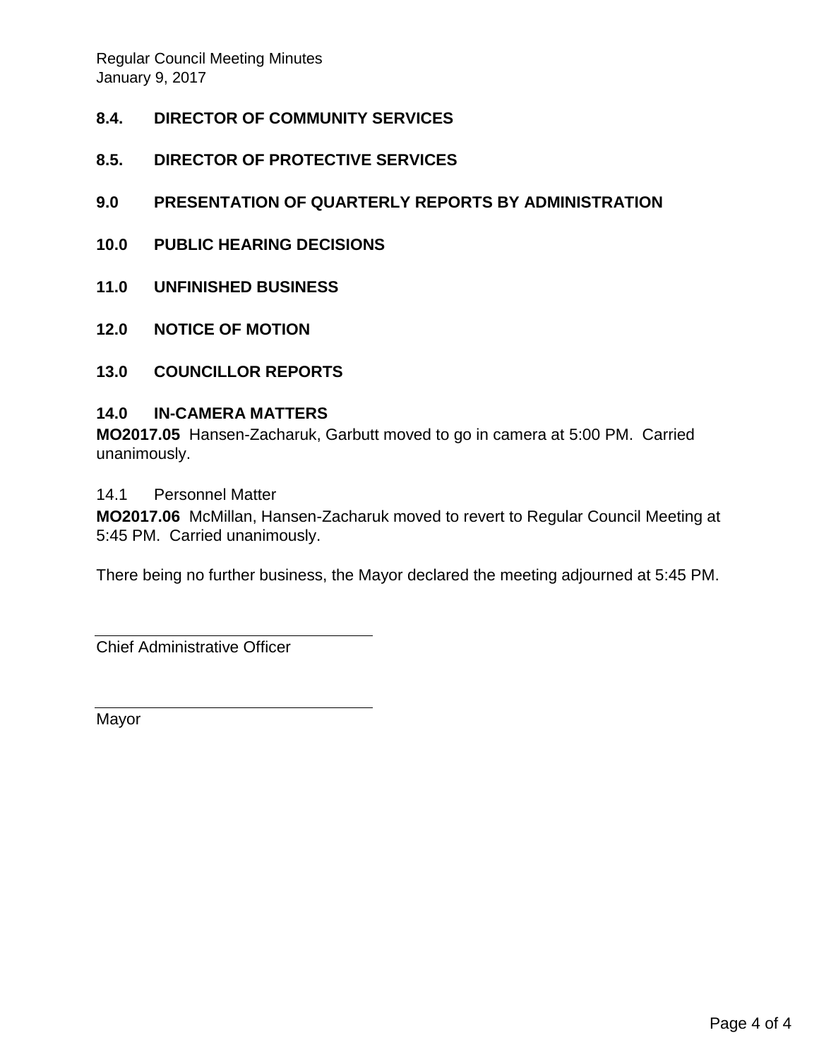**8.4. DIRECTOR OF COMMUNITY SERVICES**

**8.5. DIRECTOR OF PROTECTIVE SERVICES**

**9.0 PRESENTATION OF QUARTERLY REPORTS BY ADMINISTRATION**

**10.0 PUBLIC HEARING DECISIONS**

**11.0 UNFINISHED BUSINESS**

**12.0 NOTICE OF MOTION**

**13.0 COUNCILLOR REPORTS**

**14.0 IN-CAMERA MATTERS**

**MO2017.05** Hansen-Zacharuk, Garbutt moved to go in camera at 5:00 PM. Carried unanimously.

14.1 Personnel Matter

**MO2017.06** McMillan, Hansen-Zacharuk moved to revert to Regular Council Meeting at 5:45 PM. Carried unanimously.

There being no further business, the Mayor declared the meeting adjourned at 5:45 PM.

\_\_\_\_\_\_\_\_\_\_\_\_\_\_\_\_\_\_\_\_\_\_\_\_\_\_\_\_\_\_\_\_

Chief Administrative Officer

\_\_\_\_\_\_\_\_\_\_\_\_\_\_\_\_\_\_\_\_\_\_\_\_\_\_\_\_\_\_\_\_

Mayor